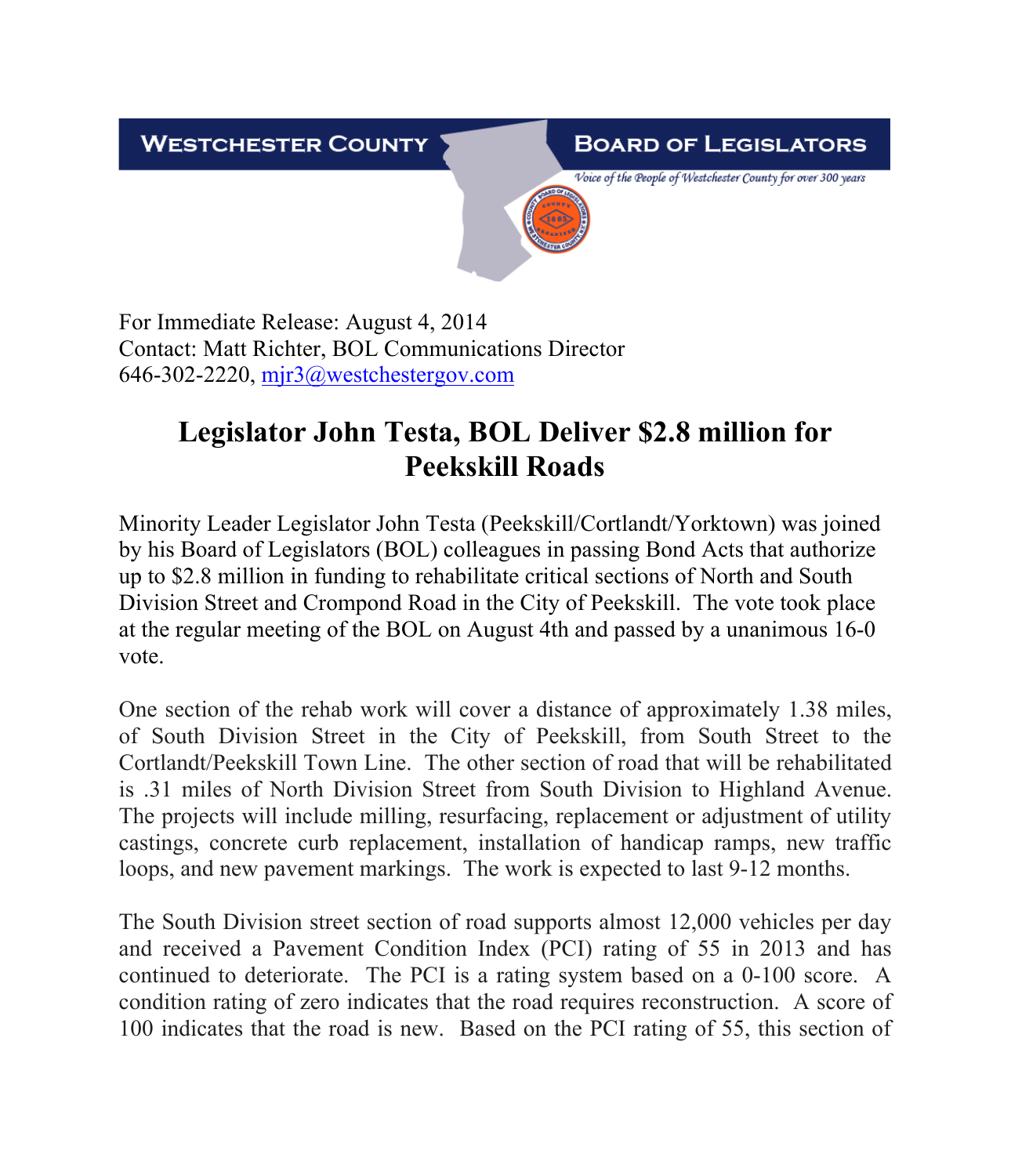**WESTCHESTER COUNTY** **BOARD OF LEGISLATORS**

*Voice of the People of Westchester County for over 300 years*

For Immediate Release: August 4, 2014
Contact: Matt Richter, BOL Communications Director
646-302-2220, mjr3@westchestergov.com

# Legislator John Testa, BOL Deliver $2.8 million for Peekskill Roads

Minority Leader Legislator John Testa (Peekskill/Cortlandt/Yorktown) was joined by his Board of Legislators (BOL) colleagues in passing Bond Acts that authorize up to $2.8 million in funding to rehabilitate critical sections of North and South Division Street and Crompond Road in the City of Peekskill. The vote took place at the regular meeting of the BOL on August 4th and passed by a unanimous 16-0 vote.

One section of the rehab work will cover a distance of approximately 1.38 miles, of South Division Street in the City of Peekskill, from South Street to the Cortlandt/Peekskill Town Line. The other section of road that will be rehabilitated is .31 miles of North Division Street from South Division to Highland Avenue. The projects will include milling, resurfacing, replacement or adjustment of utility castings, concrete curb replacement, installation of handicap ramps, new traffic loops, and new pavement markings. The work is expected to last 9-12 months.

The South Division street section of road supports almost 12,000 vehicles per day and received a Pavement Condition Index (PCI) rating of 55 in 2013 and has continued to deteriorate. The PCI is a rating system based on a 0-100 score. A condition rating of zero indicates that the road requires reconstruction. A score of 100 indicates that the road is new. Based on the PCI rating of 55, this section of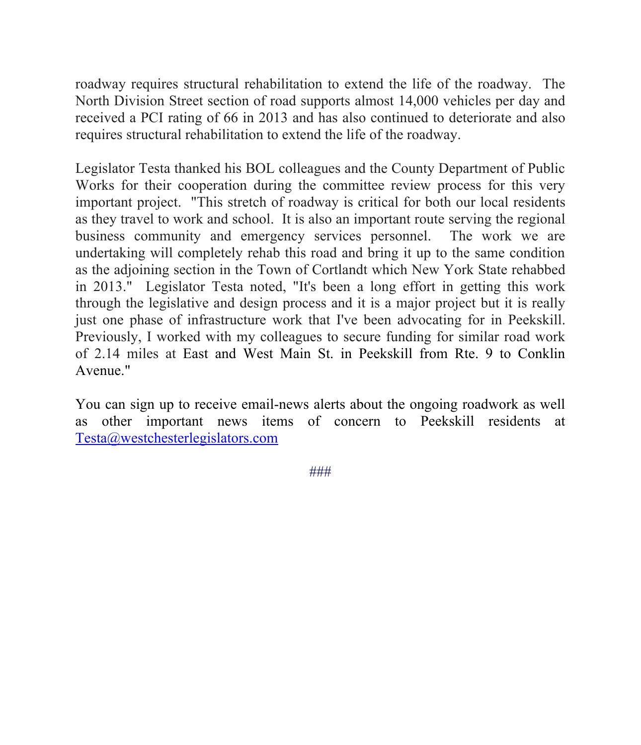roadway requires structural rehabilitation to extend the life of the roadway. The North Division Street section of road supports almost 14,000 vehicles per day and received a PCI rating of 66 in 2013 and has also continued to deteriorate and also requires structural rehabilitation to extend the life of the roadway.

Legislator Testa thanked his BOL colleagues and the County Department of Public Works for their cooperation during the committee review process for this very important project. "This stretch of roadway is critical for both our local residents as they travel to work and school. It is also an important route serving the regional business community and emergency services personnel. The work we are undertaking will completely rehab this road and bring it up to the same condition as the adjoining section in the Town of Cortlandt which New York State rehabbed in 2013." Legislator Testa noted, "It's been a long effort in getting this work through the legislative and design process and it is a major project but it is really just one phase of infrastructure work that I've been advocating for in Peekskill. Previously, I worked with my colleagues to secure funding for similar road work of 2.14 miles at East and West Main St. in Peekskill from Rte. 9 to Conklin Avenue."

You can sign up to receive email-news alerts about the ongoing roadwork as well as other important news items of concern to Peekskill residents at Testa@westchesterlegislators.com

###